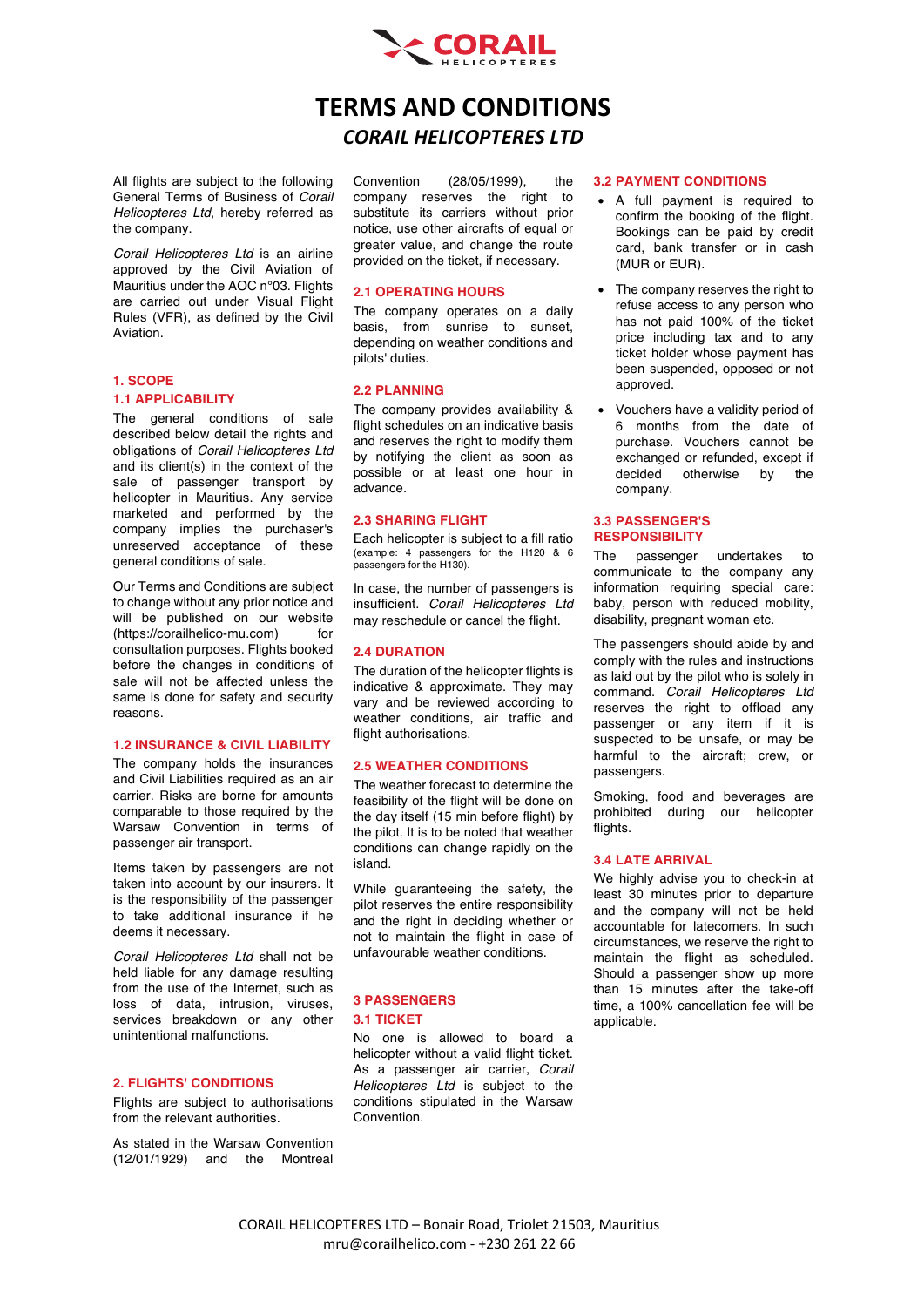# TERMS AND CONDITIONS

## *CORAIL HELICOPTERES LTD*

All flights are subject to the following General Terms of Business of *Corail Helicopteres Ltd*, hereby referred as the company.

*Corail Helicopteres Ltd* is an airline approved by the Civil Aviation of Mauritius under the AOC n°03. Flights are carried out under Visual Flight Rules (VFR), as defined by the Civil Aviation.

## 1. SCOPE

### 1.1 APPLICABILITY

The general conditions of sale described below detail the rights and obligations of *Corail Helicopteres Ltd* and its client(s) in the context of the sale of passenger transport by helicopter in Mauritius. Any service marketed and performed by the company implies the purchaser's unreserved acceptance of these general conditions of sale.

Our Terms and Conditions are subject to change without any prior notice and will be published on our website (https://corailhelico-mu.com) for consultation purposes. Flights booked before the changes in conditions of sale will not be affected unless the same is done for safety and security reasons.

### 1.2 INSURANCE & CIVIL LIABILITY

The company holds the insurances and Civil Liabilities required as an air carrier. Risks are borne for amounts comparable to those required by the Warsaw Convention in terms of passenger air transport.

Items taken by passengers are not taken into account by our insurers. It is the responsibility of the passenger to take additional insurance if he deems it necessary.

*Corail Helicopteres Ltd* shall not be held liable for any damage resulting from the use of the Internet, such as loss of data, intrusion, viruses, services breakdown or any other unintentional malfunctions.

## 2. FLIGHTS' CONDITIONS

Flights are subject to authorisations from the relevant authorities.

As stated in the Warsaw Convention (12/01/1929) and the Montreal Convention (28/05/1999), the company reserves the right to substitute its carriers without prior notice, use other aircrafts of equal or greater value, and change the route provided on the ticket, if necessary.

### 2.1 OPERATING HOURS

The company operates on a daily basis, from sunrise to sunset, depending on weather conditions and pilots' duties.

### 2.2 PLANNING

The company provides availability & flight schedules on an indicative basis and reserves the right to modify them by notifying the client as soon as possible or at least one hour in advance.

### 2.3 SHARING FLIGHT

Each helicopter is subject to a fill ratio (example: 4 passengers for the H120 & 6 passengers for the H130).

In case, the number of passengers is insufficient. *Corail Helicopteres Ltd* may reschedule or cancel the flight.

### 2.4 DURATION

The duration of the helicopter flights is indicative & approximate. They may vary and be reviewed according to weather conditions, air traffic and flight authorisations.

### 2.5 WEATHER CONDITIONS

The weather forecast to determine the feasibility of the flight will be done on the day itself (15 min before flight) by the pilot. It is to be noted that weather conditions can change rapidly on the island.

While guaranteeing the safety, the pilot reserves the entire responsibility and the right in deciding whether or not to maintain the flight in case of unfavourable weather conditions.

## 3 PASSENGERS

### 3.1 TICKET

No one is allowed to board a helicopter without a valid flight ticket. As a passenger air carrier, *Corail Helicopteres Ltd* is subject to the conditions stipulated in the Warsaw Convention.

### 3.2 PAYMENT CONDITIONS

- A full payment is required to confirm the booking of the flight. Bookings can be paid by credit card, bank transfer or in cash (MUR or EUR).
- The company reserves the right to refuse access to any person who has not paid 100% of the ticket price including tax and to any ticket holder whose payment has been suspended, opposed or not approved.
- Vouchers have a validity period of 6 months from the date of purchase. Vouchers cannot be exchanged or refunded, except if decided otherwise by the company.

### 3.3 PASSENGER'S RESPONSIBILITY

The passenger undertakes to communicate to the company any information requiring special care: baby, person with reduced mobility, disability, pregnant woman etc.

The passengers should abide by and comply with the rules and instructions as laid out by the pilot who is solely in command. *Corail Helicopteres Ltd* reserves the right to offload any passenger or any item if it is suspected to be unsafe, or may be harmful to the aircraft; crew, or passengers.

Smoking, food and beverages are prohibited during our helicopter flights.

### 3.4 LATE ARRIVAL

We highly advise you to check-in at least 30 minutes prior to departure and the company will not be held accountable for latecomers. In such circumstances, we reserve the right to maintain the flight as scheduled. Should a passenger show up more than 15 minutes after the take-off time, a 100% cancellation fee will be applicable.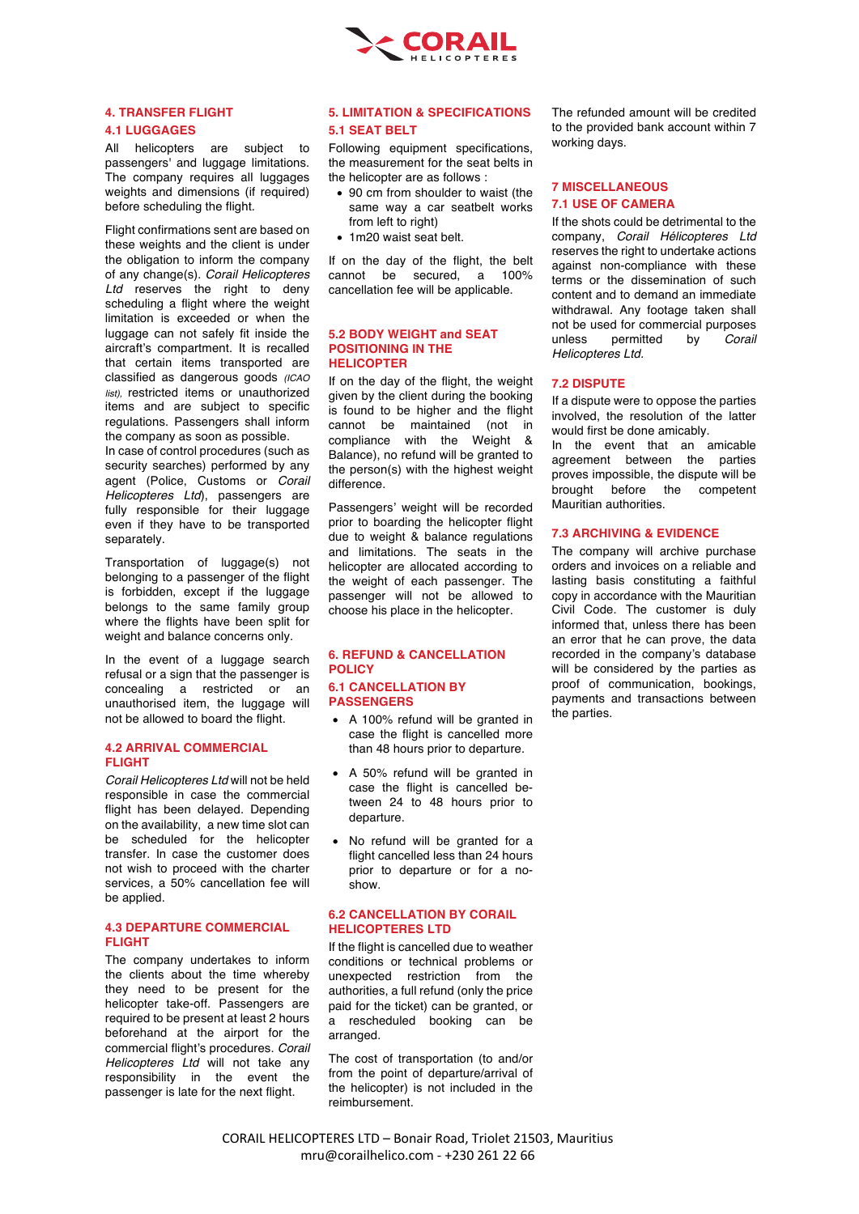CORAIL HELICOPTERES

## 4. TRANSFER FLIGHT

### 4.1 LUGGAGES

All helicopters are subject to passengers' and luggage limitations. The company requires all luggages weights and dimensions (if required) before scheduling the flight.

Flight confirmations sent are based on these weights and the client is under the obligation to inform the company of any change(s). *Corail Helicopteres Ltd* reserves the right to deny scheduling a flight where the weight limitation is exceeded or when the luggage can not safely fit inside the aircraft's compartment. It is recalled that certain items transported are classified as dangerous goods *(ICAO list),* restricted items or unauthorized items and are subject to specific regulations. Passengers shall inform the company as soon as possible.
In case of control procedures (such as security searches) performed by any agent (Police, Customs or *Corail Helicopteres Ltd*), passengers are fully responsible for their luggage even if they have to be transported separately.

Transportation of luggage(s) not belonging to a passenger of the flight is forbidden, except if the luggage belongs to the same family group where the flights have been split for weight and balance concerns only.

In the event of a luggage search refusal or a sign that the passenger is concealing a restricted or an unauthorised item, the luggage will not be allowed to board the flight.

### 4.2 ARRIVAL COMMERCIAL FLIGHT

*Corail Helicopteres Ltd* will not be held responsible in case the commercial flight has been delayed. Depending on the availability, a new time slot can be scheduled for the helicopter transfer. In case the customer does not wish to proceed with the charter services, a 50% cancellation fee will be applied.

### 4.3 DEPARTURE COMMERCIAL FLIGHT

The company undertakes to inform the clients about the time whereby they need to be present for the helicopter take-off. Passengers are required to be present at least 2 hours beforehand at the airport for the commercial flight's procedures. *Corail Helicopteres Ltd* will not take any responsibility in the event the passenger is late for the next flight.

## 5. LIMITATION & SPECIFICATIONS

### 5.1 SEAT BELT

Following equipment specifications, the measurement for the seat belts in the helicopter are as follows :

- 90 cm from shoulder to waist (the same way a car seatbelt works from left to right)
- 1m20 waist seat belt.

If on the day of the flight, the belt cannot be secured, a 100% cancellation fee will be applicable.

### 5.2 BODY WEIGHT and SEAT POSITIONING IN THE HELICOPTER

If on the day of the flight, the weight given by the client during the booking is found to be higher and the flight cannot be maintained (not in compliance with the Weight & Balance), no refund will be granted to the person(s) with the highest weight difference.

Passengers' weight will be recorded prior to boarding the helicopter flight due to weight & balance regulations and limitations. The seats in the helicopter are allocated according to the weight of each passenger. The passenger will not be allowed to choose his place in the helicopter.

## 6. REFUND & CANCELLATION POLICY

### 6.1 CANCELLATION BY PASSENGERS

- A 100% refund will be granted in case the flight is cancelled more than 48 hours prior to departure.
- A 50% refund will be granted in case the flight is cancelled between 24 to 48 hours prior to departure.
- No refund will be granted for a flight cancelled less than 24 hours prior to departure or for a no-show.

### 6.2 CANCELLATION BY CORAIL HELICOPTERES LTD

If the flight is cancelled due to weather conditions or technical problems or unexpected restriction from the authorities, a full refund (only the price paid for the ticket) can be granted, or a rescheduled booking can be arranged.

The cost of transportation (to and/or from the point of departure/arrival of the helicopter) is not included in the reimbursement.

The refunded amount will be credited to the provided bank account within 7 working days.

## 7 MISCELLANEOUS

### 7.1 USE OF CAMERA

If the shots could be detrimental to the company, *Corail Hélicoptères Ltd* reserves the right to undertake actions against non-compliance with these terms or the dissemination of such content and to demand an immediate withdrawal. Any footage taken shall not be used for commercial purposes unless permitted by *Corail Helicopteres Ltd.*

### 7.2 DISPUTE

If a dispute were to oppose the parties involved, the resolution of the latter would first be done amicably.
In the event that an amicable agreement between the parties proves impossible, the dispute will be brought before the competent Mauritian authorities.

### 7.3 ARCHIVING & EVIDENCE

The company will archive purchase orders and invoices on a reliable and lasting basis constituting a faithful copy in accordance with the Mauritian Civil Code. The customer is duly informed that, unless there has been an error that he can prove, the data recorded in the company's database will be considered by the parties as proof of communication, bookings, payments and transactions between the parties.

CORAIL HELICOPTERES LTD – Bonair Road, Triolet 21503, Mauritius
mru@corailhelico.com - +230 261 22 66